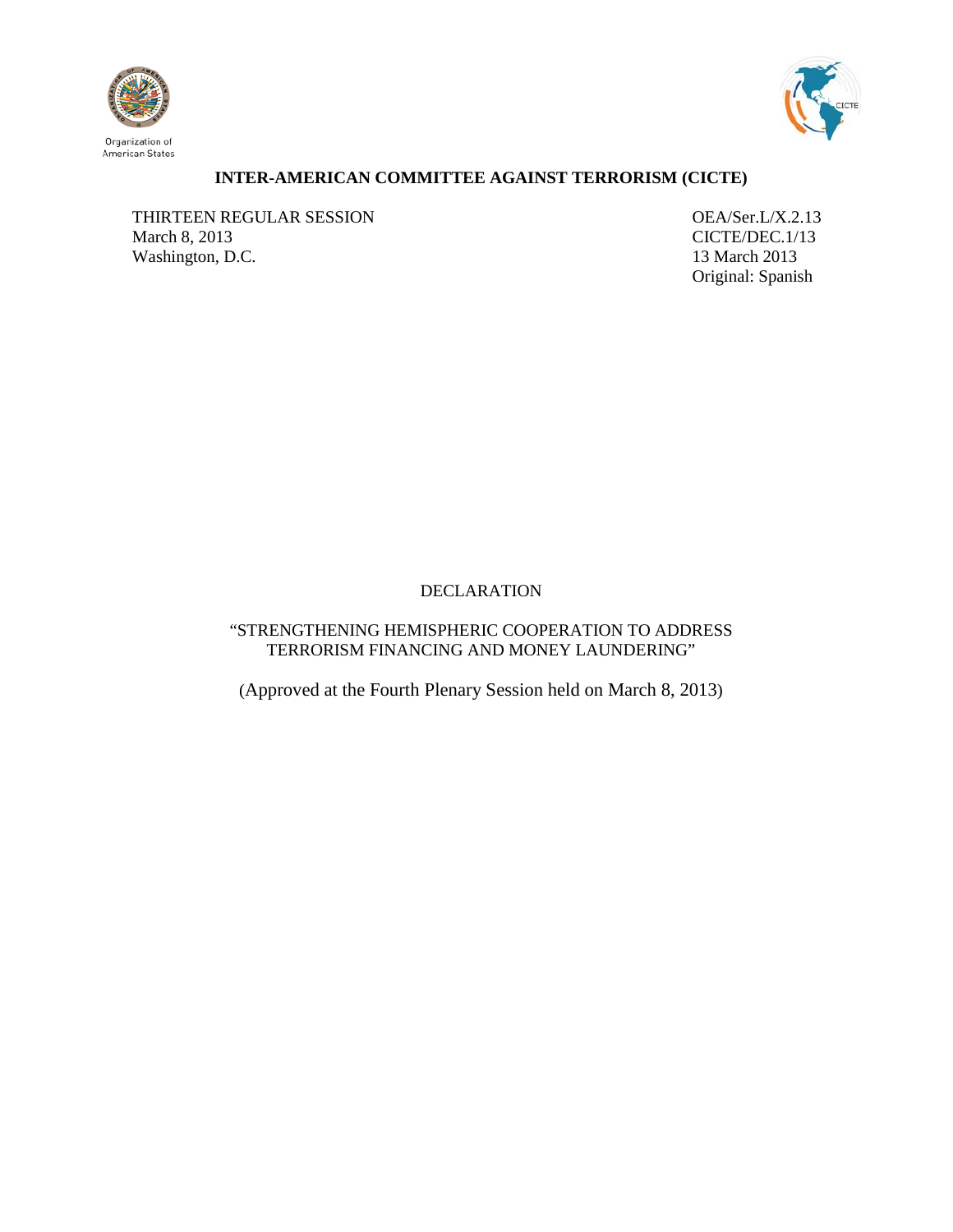Organization of American States

**INTER-AMERICAN COMMITTEE AGAINST TERRORISM (CICTE)**

THIRTEEN REGULAR SESSION
March 8, 2013
Washington, D.C.

OEA/Ser.L/X.2.13
CICTE/DEC.1/13
13 March 2013
Original: Spanish

DECLARATION

"STRENGTHENING HEMISPHERIC COOPERATION TO ADDRESS TERRORISM FINANCING AND MONEY LAUNDERING"

(Approved at the Fourth Plenary Session held on March 8, 2013)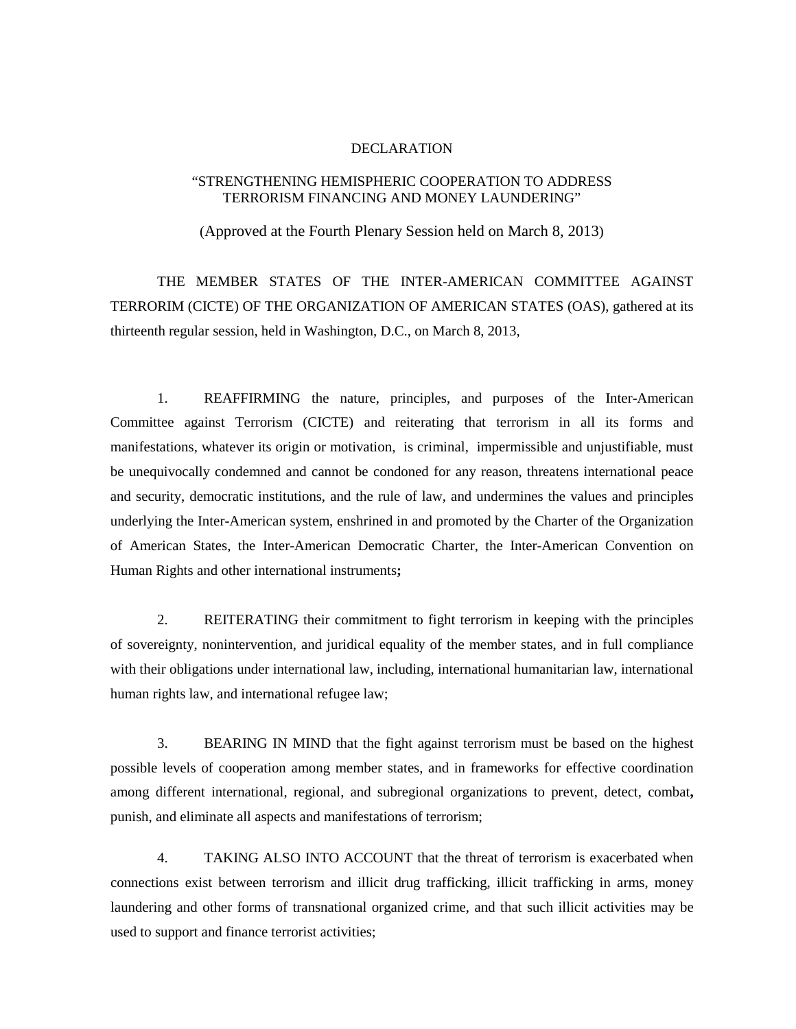DECLARATION

"STRENGTHENING HEMISPHERIC COOPERATION TO ADDRESS TERRORISM FINANCING AND MONEY LAUNDERING"

(Approved at the Fourth Plenary Session held on March 8, 2013)

THE MEMBER STATES OF THE INTER-AMERICAN COMMITTEE AGAINST TERRORIM (CICTE) OF THE ORGANIZATION OF AMERICAN STATES (OAS), gathered at its thirteenth regular session, held in Washington, D.C., on March 8, 2013,

1. REAFFIRMING the nature, principles, and purposes of the Inter-American Committee against Terrorism (CICTE) and reiterating that terrorism in all its forms and manifestations, whatever its origin or motivation, is criminal, impermissible and unjustifiable, must be unequivocally condemned and cannot be condoned for any reason, threatens international peace and security, democratic institutions, and the rule of law, and undermines the values and principles underlying the Inter-American system, enshrined in and promoted by the Charter of the Organization of American States, the Inter-American Democratic Charter, the Inter-American Convention on Human Rights and other international instruments**;**

2. REITERATING their commitment to fight terrorism in keeping with the principles of sovereignty, nonintervention, and juridical equality of the member states, and in full compliance with their obligations under international law, including, international humanitarian law, international human rights law, and international refugee law;

3. BEARING IN MIND that the fight against terrorism must be based on the highest possible levels of cooperation among member states, and in frameworks for effective coordination among different international, regional, and subregional organizations to prevent, detect, combat**,** punish, and eliminate all aspects and manifestations of terrorism;

4. TAKING ALSO INTO ACCOUNT that the threat of terrorism is exacerbated when connections exist between terrorism and illicit drug trafficking, illicit trafficking in arms, money laundering and other forms of transnational organized crime, and that such illicit activities may be used to support and finance terrorist activities;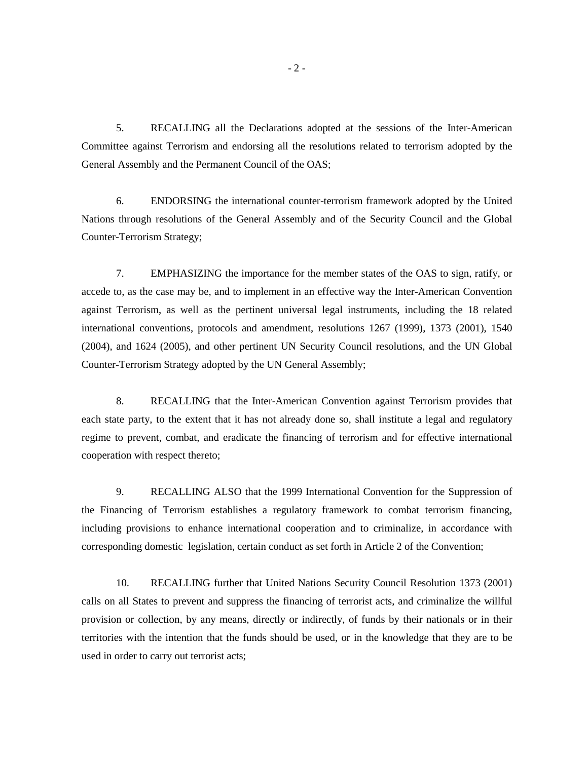5. RECALLING all the Declarations adopted at the sessions of the Inter-American Committee against Terrorism and endorsing all the resolutions related to terrorism adopted by the General Assembly and the Permanent Council of the OAS;

6. ENDORSING the international counter-terrorism framework adopted by the United Nations through resolutions of the General Assembly and of the Security Council and the Global Counter-Terrorism Strategy;

7. EMPHASIZING the importance for the member states of the OAS to sign, ratify, or accede to, as the case may be, and to implement in an effective way the Inter-American Convention against Terrorism, as well as the pertinent universal legal instruments, including the 18 related international conventions, protocols and amendment, resolutions 1267 (1999), 1373 (2001), 1540 (2004), and 1624 (2005), and other pertinent UN Security Council resolutions, and the UN Global Counter-Terrorism Strategy adopted by the UN General Assembly;

8. RECALLING that the Inter-American Convention against Terrorism provides that each state party, to the extent that it has not already done so, shall institute a legal and regulatory regime to prevent, combat, and eradicate the financing of terrorism and for effective international cooperation with respect thereto;

9. RECALLING ALSO that the 1999 International Convention for the Suppression of the Financing of Terrorism establishes a regulatory framework to combat terrorism financing, including provisions to enhance international cooperation and to criminalize, in accordance with corresponding domestic legislation, certain conduct as set forth in Article 2 of the Convention;

10. RECALLING further that United Nations Security Council Resolution 1373 (2001) calls on all States to prevent and suppress the financing of terrorist acts, and criminalize the willful provision or collection, by any means, directly or indirectly, of funds by their nationals or in their territories with the intention that the funds should be used, or in the knowledge that they are to be used in order to carry out terrorist acts;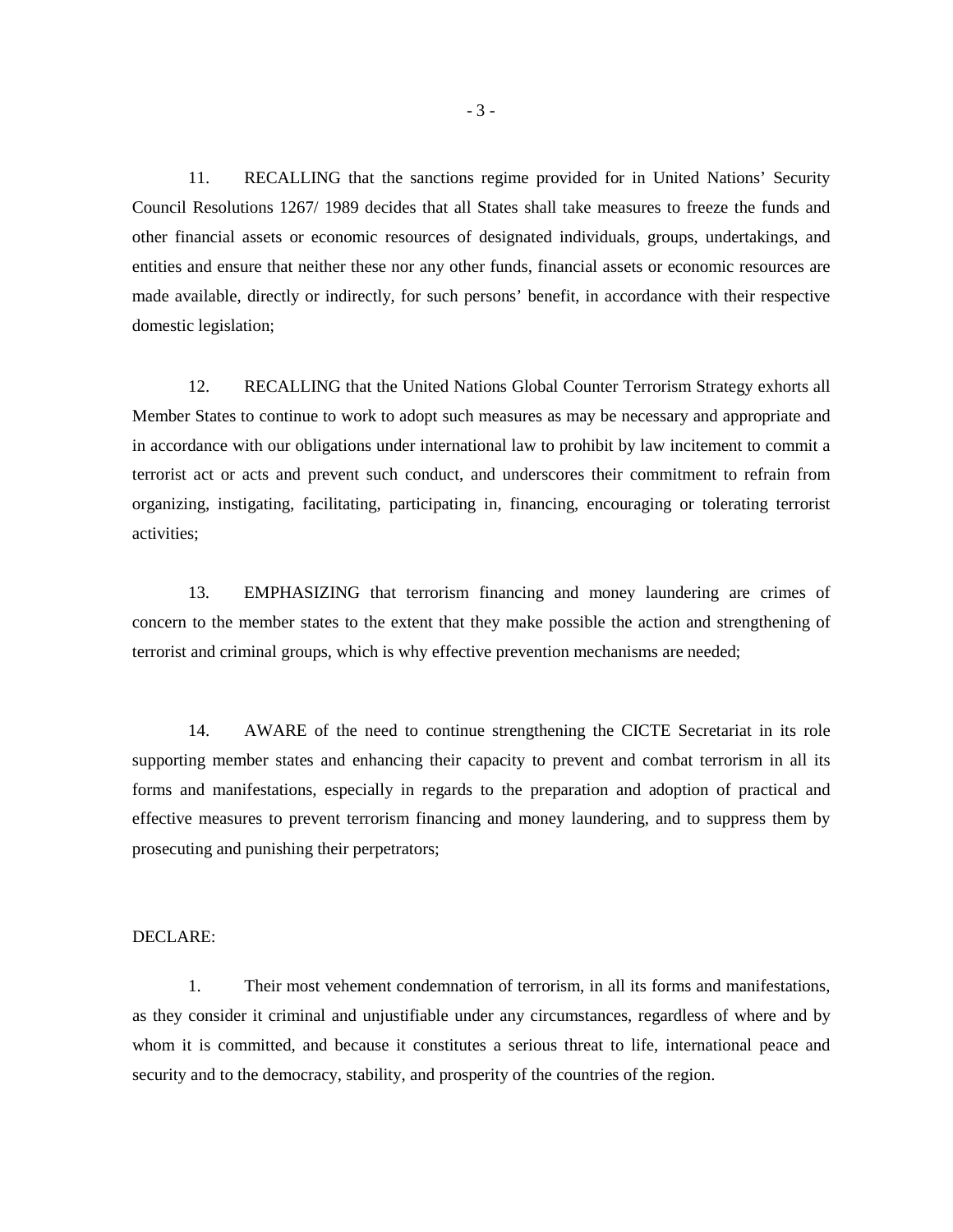11. RECALLING that the sanctions regime provided for in United Nations' Security Council Resolutions 1267/ 1989 decides that all States shall take measures to freeze the funds and other financial assets or economic resources of designated individuals, groups, undertakings, and entities and ensure that neither these nor any other funds, financial assets or economic resources are made available, directly or indirectly, for such persons' benefit, in accordance with their respective domestic legislation;

12. RECALLING that the United Nations Global Counter Terrorism Strategy exhorts all Member States to continue to work to adopt such measures as may be necessary and appropriate and in accordance with our obligations under international law to prohibit by law incitement to commit a terrorist act or acts and prevent such conduct, and underscores their commitment to refrain from organizing, instigating, facilitating, participating in, financing, encouraging or tolerating terrorist activities;

13. EMPHASIZING that terrorism financing and money laundering are crimes of concern to the member states to the extent that they make possible the action and strengthening of terrorist and criminal groups, which is why effective prevention mechanisms are needed;

14. AWARE of the need to continue strengthening the CICTE Secretariat in its role supporting member states and enhancing their capacity to prevent and combat terrorism in all its forms and manifestations, especially in regards to the preparation and adoption of practical and effective measures to prevent terrorism financing and money laundering, and to suppress them by prosecuting and punishing their perpetrators;

DECLARE:

1. Their most vehement condemnation of terrorism, in all its forms and manifestations, as they consider it criminal and unjustifiable under any circumstances, regardless of where and by whom it is committed, and because it constitutes a serious threat to life, international peace and security and to the democracy, stability, and prosperity of the countries of the region.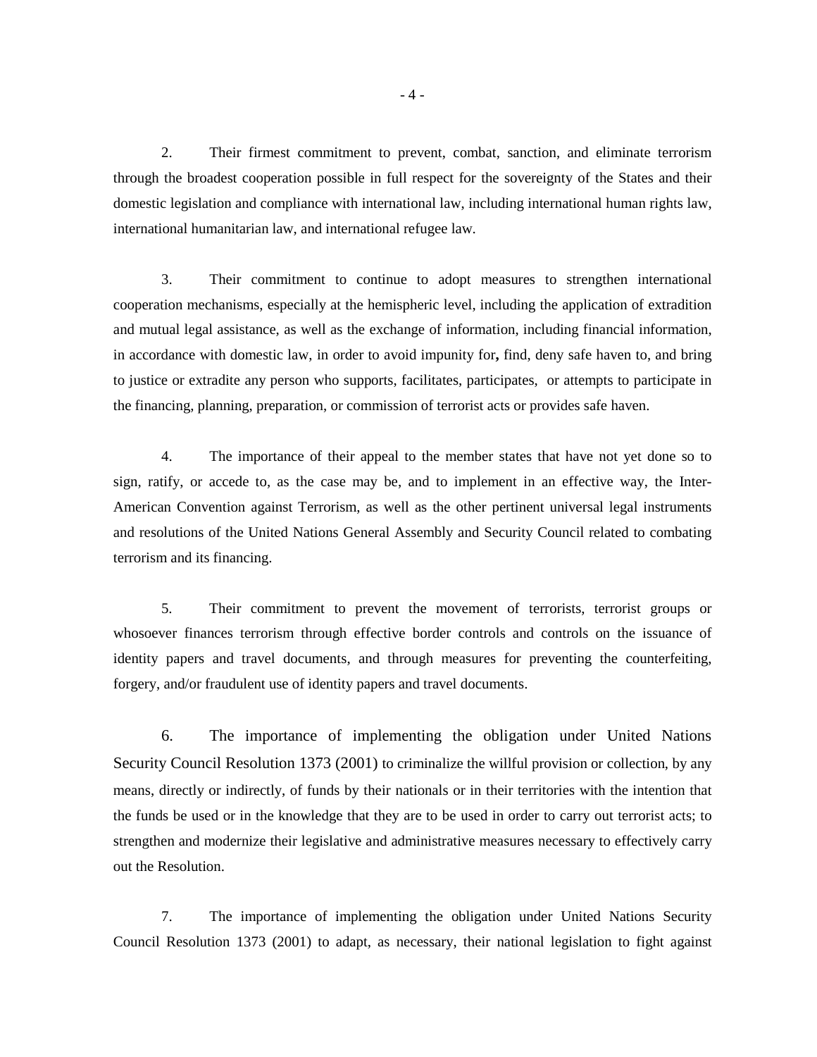2. Their firmest commitment to prevent, combat, sanction, and eliminate terrorism through the broadest cooperation possible in full respect for the sovereignty of the States and their domestic legislation and compliance with international law, including international human rights law, international humanitarian law, and international refugee law.

3. Their commitment to continue to adopt measures to strengthen international cooperation mechanisms, especially at the hemispheric level, including the application of extradition and mutual legal assistance, as well as the exchange of information, including financial information, in accordance with domestic law, in order to avoid impunity for**,** find, deny safe haven to, and bring to justice or extradite any person who supports, facilitates, participates, or attempts to participate in the financing, planning, preparation, or commission of terrorist acts or provides safe haven.

4. The importance of their appeal to the member states that have not yet done so to sign, ratify, or accede to, as the case may be, and to implement in an effective way, the Inter-American Convention against Terrorism, as well as the other pertinent universal legal instruments and resolutions of the United Nations General Assembly and Security Council related to combating terrorism and its financing.

5. Their commitment to prevent the movement of terrorists, terrorist groups or whosoever finances terrorism through effective border controls and controls on the issuance of identity papers and travel documents, and through measures for preventing the counterfeiting, forgery, and/or fraudulent use of identity papers and travel documents.

6. The importance of implementing the obligation under United Nations Security Council Resolution 1373 (2001) to criminalize the willful provision or collection, by any means, directly or indirectly, of funds by their nationals or in their territories with the intention that the funds be used or in the knowledge that they are to be used in order to carry out terrorist acts; to strengthen and modernize their legislative and administrative measures necessary to effectively carry out the Resolution.

7. The importance of implementing the obligation under United Nations Security Council Resolution 1373 (2001) to adapt, as necessary, their national legislation to fight against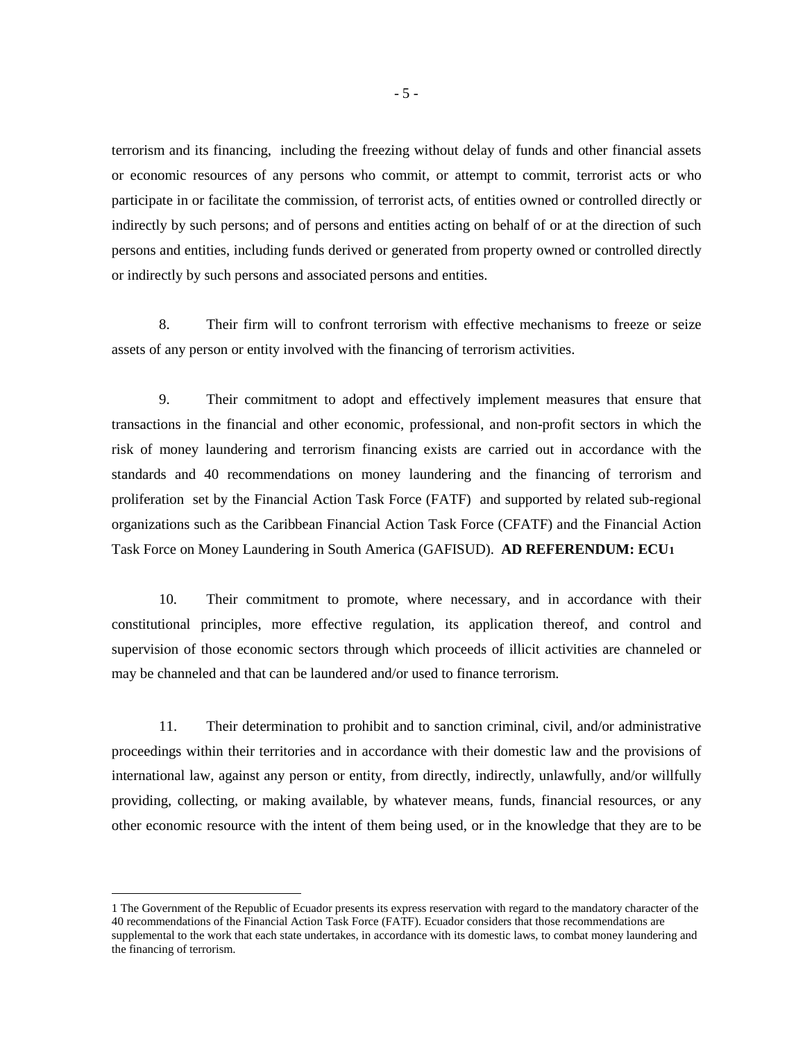terrorism and its financing, including the freezing without delay of funds and other financial assets or economic resources of any persons who commit, or attempt to commit, terrorist acts or who participate in or facilitate the commission, of terrorist acts, of entities owned or controlled directly or indirectly by such persons; and of persons and entities acting on behalf of or at the direction of such persons and entities, including funds derived or generated from property owned or controlled directly or indirectly by such persons and associated persons and entities.

8. Their firm will to confront terrorism with effective mechanisms to freeze or seize assets of any person or entity involved with the financing of terrorism activities.

9. Their commitment to adopt and effectively implement measures that ensure that transactions in the financial and other economic, professional, and non-profit sectors in which the risk of money laundering and terrorism financing exists are carried out in accordance with the standards and 40 recommendations on money laundering and the financing of terrorism and proliferation set by the Financial Action Task Force (FATF) and supported by related sub-regional organizations such as the Caribbean Financial Action Task Force (CFATF) and the Financial Action Task Force on Money Laundering in South America (GAFISUD). **AD REFERENDUM: ECU**[1]

10. Their commitment to promote, where necessary, and in accordance with their constitutional principles, more effective regulation, its application thereof, and control and supervision of those economic sectors through which proceeds of illicit activities are channeled or may be channeled and that can be laundered and/or used to finance terrorism.

11. Their determination to prohibit and to sanction criminal, civil, and/or administrative proceedings within their territories and in accordance with their domestic law and the provisions of international law, against any person or entity, from directly, indirectly, unlawfully, and/or willfully providing, collecting, or making available, by whatever means, funds, financial resources, or any other economic resource with the intent of them being used, or in the knowledge that they are to be

---

1 The Government of the Republic of Ecuador presents its express reservation with regard to the mandatory character of the 40 recommendations of the Financial Action Task Force (FATF). Ecuador considers that those recommendations are supplemental to the work that each state undertakes, in accordance with its domestic laws, to combat money laundering and the financing of terrorism.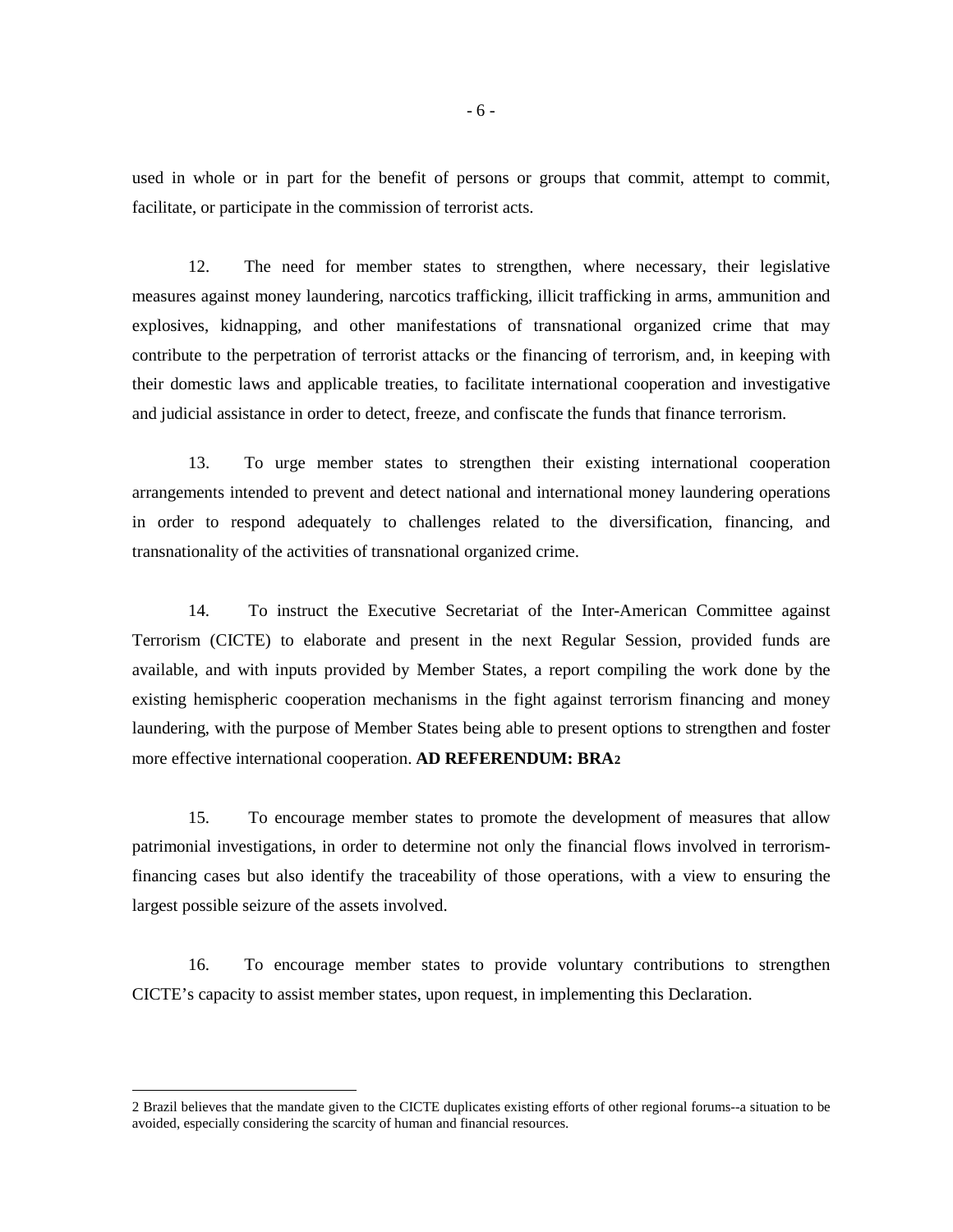used in whole or in part for the benefit of persons or groups that commit, attempt to commit, facilitate, or participate in the commission of terrorist acts.

12. The need for member states to strengthen, where necessary, their legislative measures against money laundering, narcotics trafficking, illicit trafficking in arms, ammunition and explosives, kidnapping, and other manifestations of transnational organized crime that may contribute to the perpetration of terrorist attacks or the financing of terrorism, and, in keeping with their domestic laws and applicable treaties, to facilitate international cooperation and investigative and judicial assistance in order to detect, freeze, and confiscate the funds that finance terrorism.

13. To urge member states to strengthen their existing international cooperation arrangements intended to prevent and detect national and international money laundering operations in order to respond adequately to challenges related to the diversification, financing, and transnationality of the activities of transnational organized crime.

14. To instruct the Executive Secretariat of the Inter-American Committee against Terrorism (CICTE) to elaborate and present in the next Regular Session, provided funds are available, and with inputs provided by Member States, a report compiling the work done by the existing hemispheric cooperation mechanisms in the fight against terrorism financing and money laundering, with the purpose of Member States being able to present options to strengthen and foster more effective international cooperation. **AD REFERENDUM: BRA**[2]

15. To encourage member states to promote the development of measures that allow patrimonial investigations, in order to determine not only the financial flows involved in terrorism-financing cases but also identify the traceability of those operations, with a view to ensuring the largest possible seizure of the assets involved.

16. To encourage member states to provide voluntary contributions to strengthen CICTE's capacity to assist member states, upon request, in implementing this Declaration.

---

2 Brazil believes that the mandate given to the CICTE duplicates existing efforts of other regional forums--a situation to be avoided, especially considering the scarcity of human and financial resources.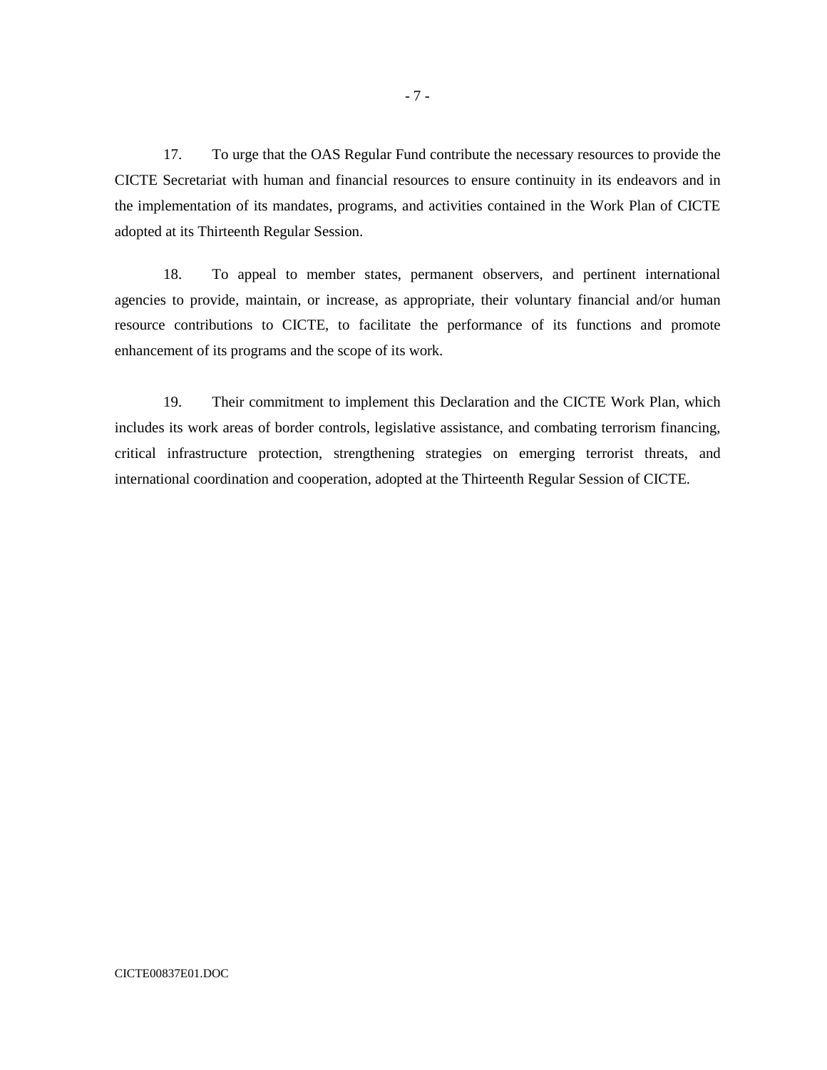17. To urge that the OAS Regular Fund contribute the necessary resources to provide the CICTE Secretariat with human and financial resources to ensure continuity in its endeavors and in the implementation of its mandates, programs, and activities contained in the Work Plan of CICTE adopted at its Thirteenth Regular Session.

18. To appeal to member states, permanent observers, and pertinent international agencies to provide, maintain, or increase, as appropriate, their voluntary financial and/or human resource contributions to CICTE, to facilitate the performance of its functions and promote enhancement of its programs and the scope of its work.

19. Their commitment to implement this Declaration and the CICTE Work Plan, which includes its work areas of border controls, legislative assistance, and combating terrorism financing, critical infrastructure protection, strengthening strategies on emerging terrorist threats, and international coordination and cooperation, adopted at the Thirteenth Regular Session of CICTE.